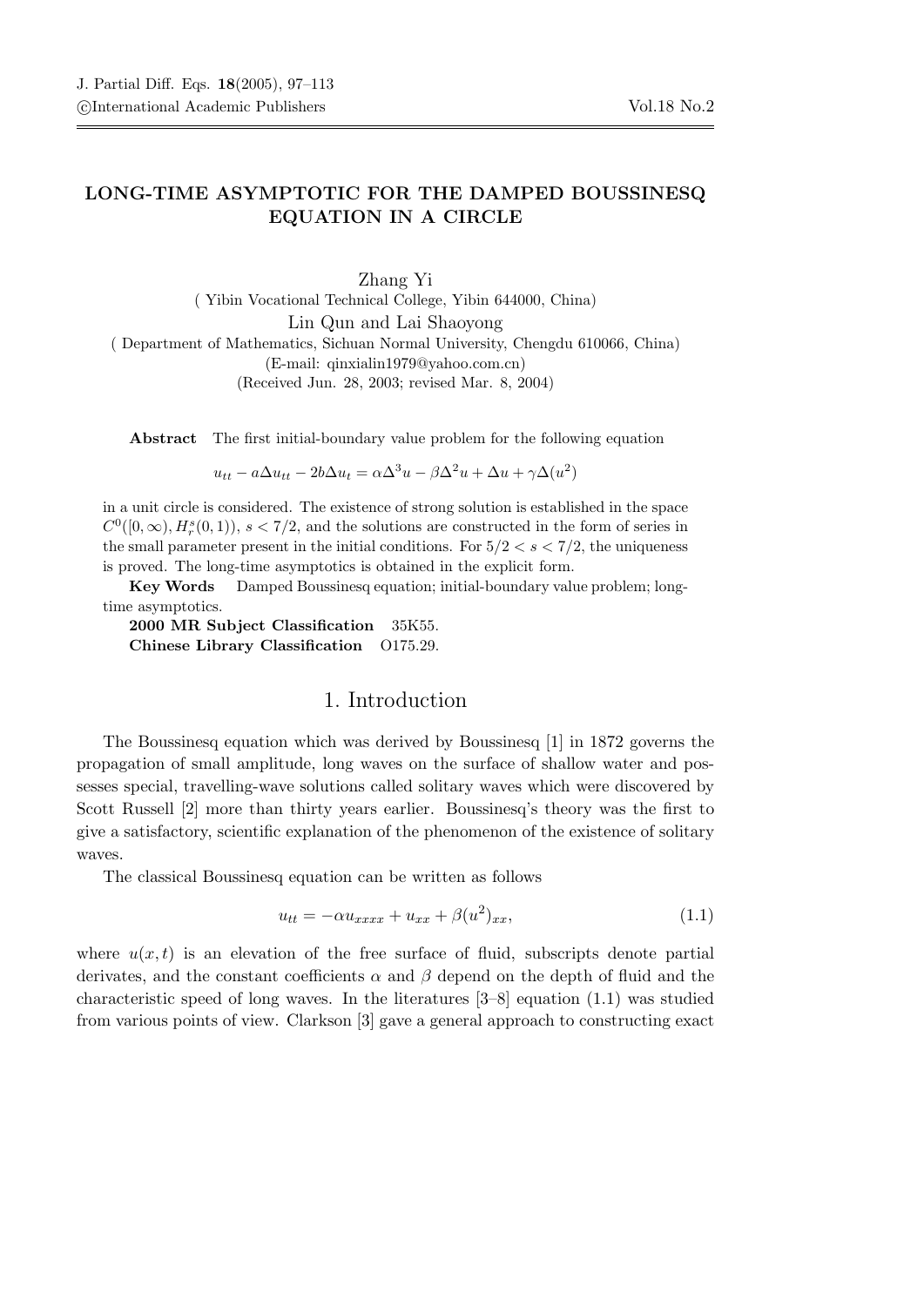# LONG-TIME ASYMPTOTIC FOR THE DAMPED BOUSSINESQ EQUATION IN A CIRCLE

Zhang Yi
( Yibin Vocational Technical College, Yibin 644000, China)

Lin Qun and Lai Shaoyong
( Department of Mathematics, Sichuan Normal University, Chengdu 610066, China)
(E-mail: qinxialin1979@yahoo.com.cn)
(Received Jun. 28, 2003; revised Mar. 8, 2004)

**Abstract** The first initial-boundary value problem for the following equation

$$u_{tt} - a\Delta u_{tt} - 2b\Delta u_t = \alpha\Delta^3 u - \beta\Delta^2 u + \Delta u + \gamma\Delta(u^2)$$

in a unit circle is considered. The existence of strong solution is established in the space $C^0([0,\infty), H_r^s(0,1))$, $s < 7/2$, and the solutions are constructed in the form of series in the small parameter present in the initial conditions. For $5/2 < s < 7/2$, the uniqueness is proved. The long-time asymptotics is obtained in the explicit form.

**Key Words** Damped Boussinesq equation; initial-boundary value problem; long-time asymptotics.

**2000 MR Subject Classification** 35K55.

**Chinese Library Classification** O175.29.

## 1. Introduction

The Boussinesq equation which was derived by Boussinesq [1] in 1872 governs the propagation of small amplitude, long waves on the surface of shallow water and possesses special, travelling-wave solutions called solitary waves which were discovered by Scott Russell [2] more than thirty years earlier. Boussinesq's theory was the first to give a satisfactory, scientific explanation of the phenomenon of the existence of solitary waves.

The classical Boussinesq equation can be written as follows

$$u_{tt} = -\alpha u_{xxxx} + u_{xx} + \beta(u^2)_{xx}, \tag{1.1}$$

where $u(x,t)$ is an elevation of the free surface of fluid, subscripts denote partial derivates, and the constant coefficients $\alpha$ and $\beta$ depend on the depth of fluid and the characteristic speed of long waves. In the literatures [3–8] equation (1.1) was studied from various points of view. Clarkson [3] gave a general approach to constructing exact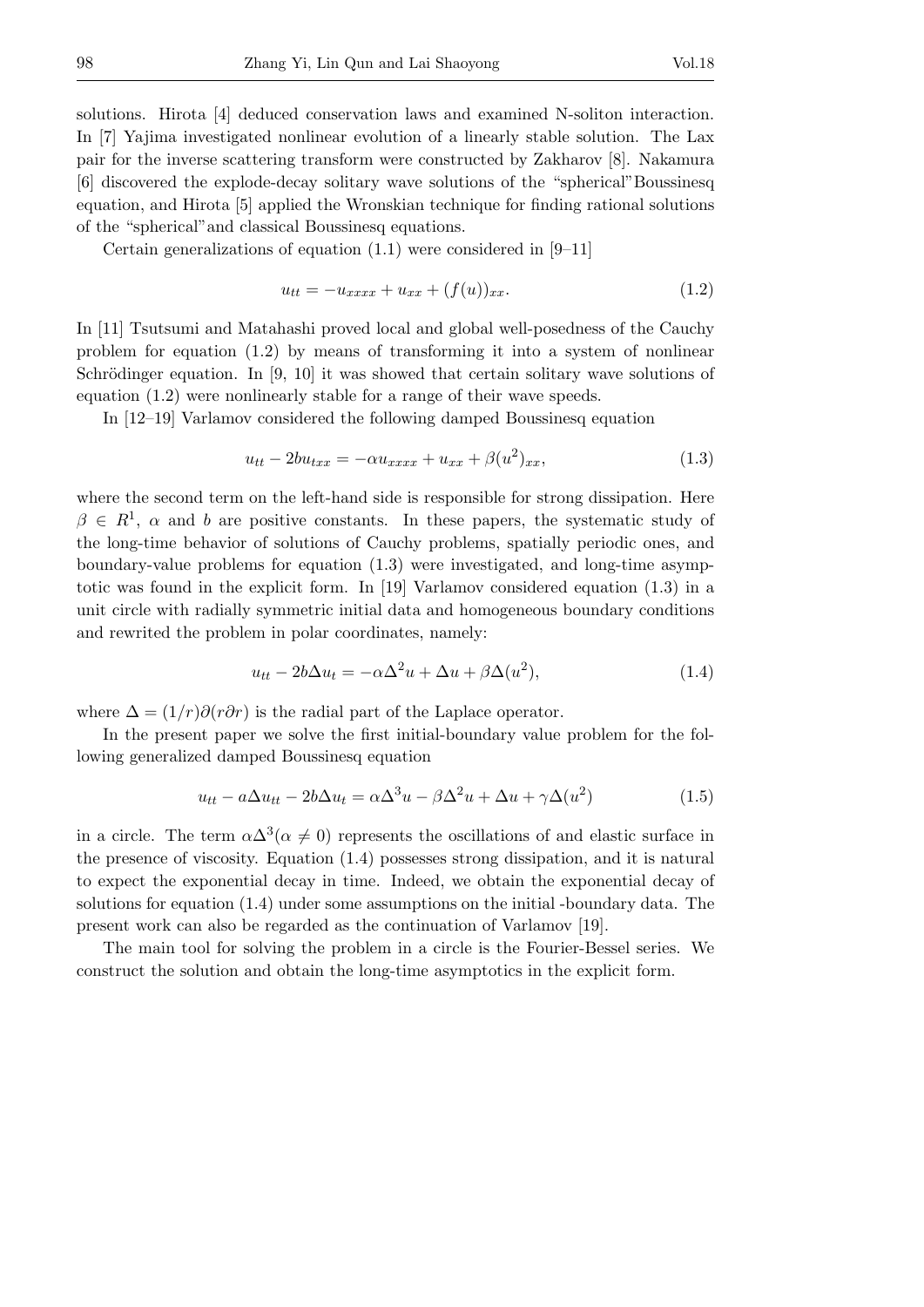solutions. Hirota [4] deduced conservation laws and examined N-soliton interaction. In [7] Yajima investigated nonlinear evolution of a linearly stable solution. The Lax pair for the inverse scattering transform were constructed by Zakharov [8]. Nakamura [6] discovered the explode-decay solitary wave solutions of the "spherical"Boussinesq equation, and Hirota [5] applied the Wronskian technique for finding rational solutions of the "spherical"and classical Boussinesq equations.

Certain generalizations of equation (1.1) were considered in [9–11]

$$u_{tt} = -u_{xxxx} + u_{xx} + (f(u))_{xx}. \tag{1.2}$$

In [11] Tsutsumi and Matahashi proved local and global well-posedness of the Cauchy problem for equation (1.2) by means of transforming it into a system of nonlinear Schrödinger equation. In [9, 10] it was showed that certain solitary wave solutions of equation (1.2) were nonlinearly stable for a range of their wave speeds.

In [12–19] Varlamov considered the following damped Boussinesq equation

$$u_{tt} - 2bu_{txx} = -\alpha u_{xxxx} + u_{xx} + \beta(u^2)_{xx}, \tag{1.3}$$

where the second term on the left-hand side is responsible for strong dissipation. Here $\beta \in R^1$, $\alpha$ and $b$ are positive constants. In these papers, the systematic study of the long-time behavior of solutions of Cauchy problems, spatially periodic ones, and boundary-value problems for equation (1.3) were investigated, and long-time asymptotic was found in the explicit form. In [19] Varlamov considered equation (1.3) in a unit circle with radially symmetric initial data and homogeneous boundary conditions and rewrited the problem in polar coordinates, namely:

$$u_{tt} - 2b\Delta u_t = -\alpha\Delta^2 u + \Delta u + \beta\Delta(u^2), \tag{1.4}$$

where $\Delta = (1/r)\partial(r\partial r)$ is the radial part of the Laplace operator.

In the present paper we solve the first initial-boundary value problem for the following generalized damped Boussinesq equation

$$u_{tt} - a\Delta u_{tt} - 2b\Delta u_t = \alpha\Delta^3 u - \beta\Delta^2 u + \Delta u + \gamma\Delta(u^2) \tag{1.5}$$

in a circle. The term $\alpha\Delta^3(\alpha \neq 0)$ represents the oscillations of and elastic surface in the presence of viscosity. Equation (1.4) possesses strong dissipation, and it is natural to expect the exponential decay in time. Indeed, we obtain the exponential decay of solutions for equation (1.4) under some assumptions on the initial -boundary data. The present work can also be regarded as the continuation of Varlamov [19].

The main tool for solving the problem in a circle is the Fourier-Bessel series. We construct the solution and obtain the long-time asymptotics in the explicit form.